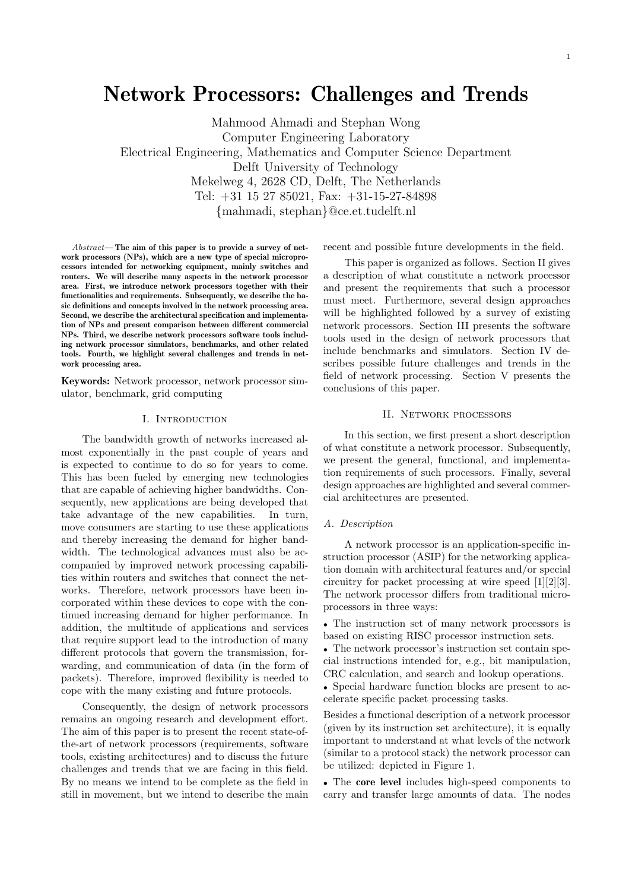# Network Processors: Challenges and Trends

Mahmood Ahmadi and Stephan Wong
Computer Engineering Laboratory
Electrical Engineering, Mathematics and Computer Science Department
Delft University of Technology
Mekelweg 4, 2628 CD, Delft, The Netherlands
Tel: +31 15 27 85021, Fax: +31-15-27-84898
{mahmadi, stephan}@ce.et.tudelft.nl

*Abstract*— **The aim of this paper is to provide a survey of network processors (NPs), which are a new type of special microprocessors intended for networking equipment, mainly switches and routers. We will describe many aspects in the network processor area. First, we introduce network processors together with their functionalities and requirements. Subsequently, we describe the basic definitions and concepts involved in the network processing area. Second, we describe the architectural specification and implementation of NPs and present comparison between different commercial NPs. Third, we describe network processors software tools including network processor simulators, benchmarks, and other related tools. Fourth, we highlight several challenges and trends in network processing area.**

**Keywords:** Network processor, network processor simulator, benchmark, grid computing

## I. Introduction

The bandwidth growth of networks increased almost exponentially in the past couple of years and is expected to continue to do so for years to come. This has been fueled by emerging new technologies that are capable of achieving higher bandwidths. Consequently, new applications are being developed that take advantage of the new capabilities. In turn, move consumers are starting to use these applications and thereby increasing the demand for higher bandwidth. The technological advances must also be accompanied by improved network processing capabilities within routers and switches that connect the networks. Therefore, network processors have been incorporated within these devices to cope with the continued increasing demand for higher performance. In addition, the multitude of applications and services that require support lead to the introduction of many different protocols that govern the transmission, forwarding, and communication of data (in the form of packets). Therefore, improved flexibility is needed to cope with the many existing and future protocols.

Consequently, the design of network processors remains an ongoing research and development effort. The aim of this paper is to present the recent state-of-the-art of network processors (requirements, software tools, existing architectures) and to discuss the future challenges and trends that we are facing in this field. By no means we intend to be complete as the field in still in movement, but we intend to describe the main recent and possible future developments in the field.

This paper is organized as follows. Section II gives a description of what constitute a network processor and present the requirements that such a processor must meet. Furthermore, several design approaches will be highlighted followed by a survey of existing network processors. Section III presents the software tools used in the design of network processors that include benchmarks and simulators. Section IV describes possible future challenges and trends in the field of network processing. Section V presents the conclusions of this paper.

## II. Network processors

In this section, we first present a short description of what constitute a network processor. Subsequently, we present the general, functional, and implementation requirements of such processors. Finally, several design approaches are highlighted and several commercial architectures are presented.

### A. Description

A network processor is an application-specific instruction processor (ASIP) for the networking application domain with architectural features and/or special circuitry for packet processing at wire speed [1][2][3]. The network processor differs from traditional microprocessors in three ways:

- The instruction set of many network processors is based on existing RISC processor instruction sets.
- The network processor's instruction set contain special instructions intended for, e.g., bit manipulation, CRC calculation, and search and lookup operations.
- Special hardware function blocks are present to accelerate specific packet processing tasks.

Besides a functional description of a network processor (given by its instruction set architecture), it is equally important to understand at what levels of the network (similar to a protocol stack) the network processor can be utilized: depicted in Figure 1.

- The **core level** includes high-speed components to carry and transfer large amounts of data. The nodes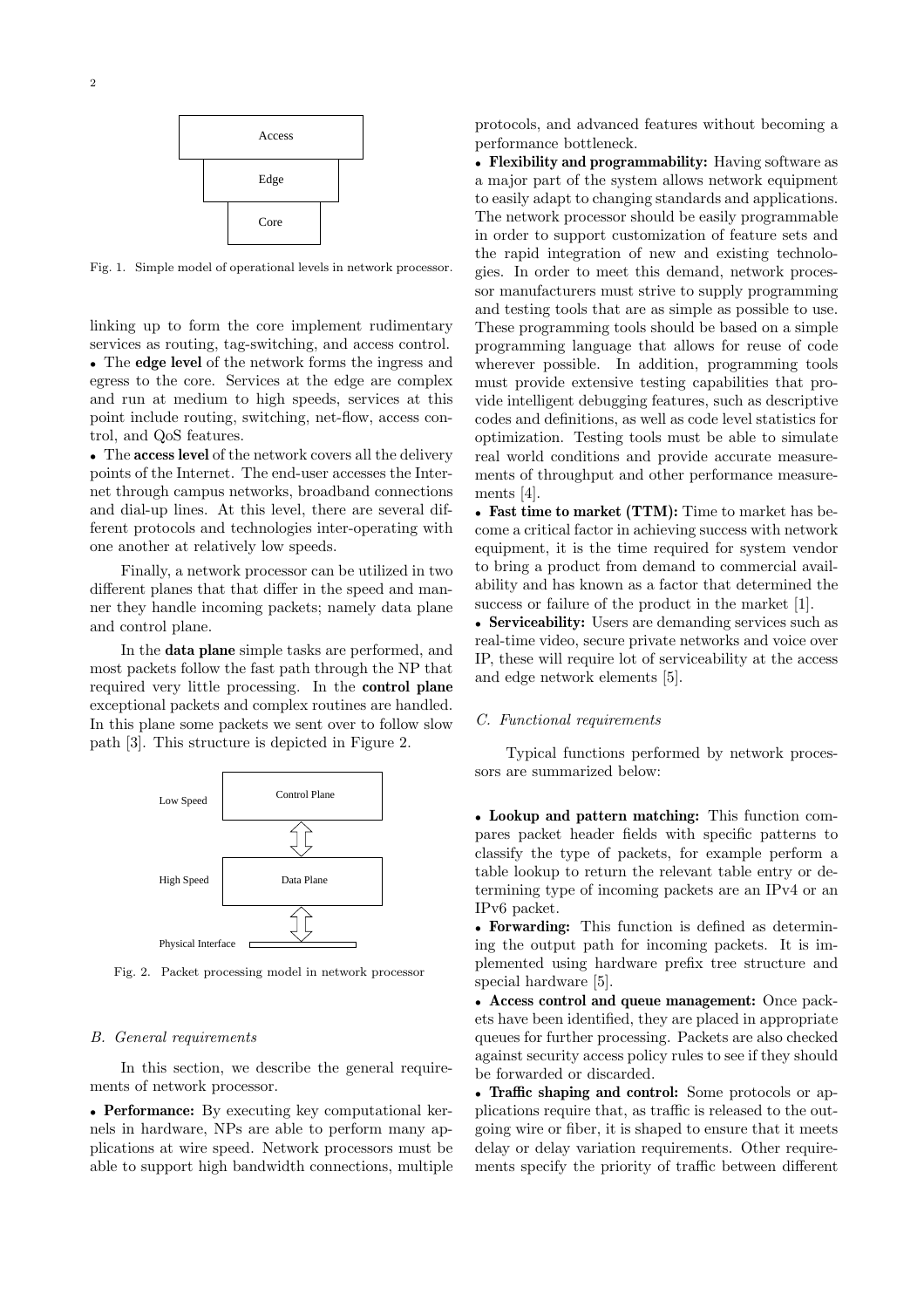Access

Edge

Core

Fig. 1. Simple model of operational levels in network processor.

linking up to form the core implement rudimentary services as routing, tag-switching, and access control.

- The **edge level** of the network forms the ingress and egress to the core. Services at the edge are complex and run at medium to high speeds, services at this point include routing, switching, net-flow, access control, and QoS features.
- The **access level** of the network covers all the delivery points of the Internet. The end-user accesses the Internet through campus networks, broadband connections and dial-up lines. At this level, there are several different protocols and technologies inter-operating with one another at relatively low speeds.

Finally, a network processor can be utilized in two different planes that that differ in the speed and manner they handle incoming packets; namely data plane and control plane.

In the **data plane** simple tasks are performed, and most packets follow the fast path through the NP that required very little processing. In the **control plane** exceptional packets and complex routines are handled. In this plane some packets we sent over to follow slow path [3]. This structure is depicted in Figure 2.

Low Speed — Control Plane

High Speed — Data Plane

Physical Interface

Fig. 2. Packet processing model in network processor

### B. General requirements

In this section, we describe the general requirements of network processor.

- **Performance:** By executing key computational kernels in hardware, NPs are able to perform many applications at wire speed. Network processors must be able to support high bandwidth connections, multiple protocols, and advanced features without becoming a performance bottleneck.
- **Flexibility and programmability:** Having software as a major part of the system allows network equipment to easily adapt to changing standards and applications. The network processor should be easily programmable in order to support customization of feature sets and the rapid integration of new and existing technologies. In order to meet this demand, network processor manufacturers must strive to supply programming and testing tools that are as simple as possible to use. These programming tools should be based on a simple programming language that allows for reuse of code wherever possible. In addition, programming tools must provide extensive testing capabilities that provide intelligent debugging features, such as descriptive codes and definitions, as well as code level statistics for optimization. Testing tools must be able to simulate real world conditions and provide accurate measurements of throughput and other performance measurements [4].
- **Fast time to market (TTM):** Time to market has become a critical factor in achieving success with network equipment, it is the time required for system vendor to bring a product from demand to commercial availability and has known as a factor that determined the success or failure of the product in the market [1].
- **Serviceability:** Users are demanding services such as real-time video, secure private networks and voice over IP, these will require lot of serviceability at the access and edge network elements [5].

### C. Functional requirements

Typical functions performed by network processors are summarized below:

- **Lookup and pattern matching:** This function compares packet header fields with specific patterns to classify the type of packets, for example perform a table lookup to return the relevant table entry or determining type of incoming packets are an IPv4 or an IPv6 packet.
- **Forwarding:** This function is defined as determining the output path for incoming packets. It is implemented using hardware prefix tree structure and special hardware [5].
- **Access control and queue management:** Once packets have been identified, they are placed in appropriate queues for further processing. Packets are also checked against security access policy rules to see if they should be forwarded or discarded.
- **Traffic shaping and control:** Some protocols or applications require that, as traffic is released to the outgoing wire or fiber, it is shaped to ensure that it meets delay or delay variation requirements. Other requirements specify the priority of traffic between different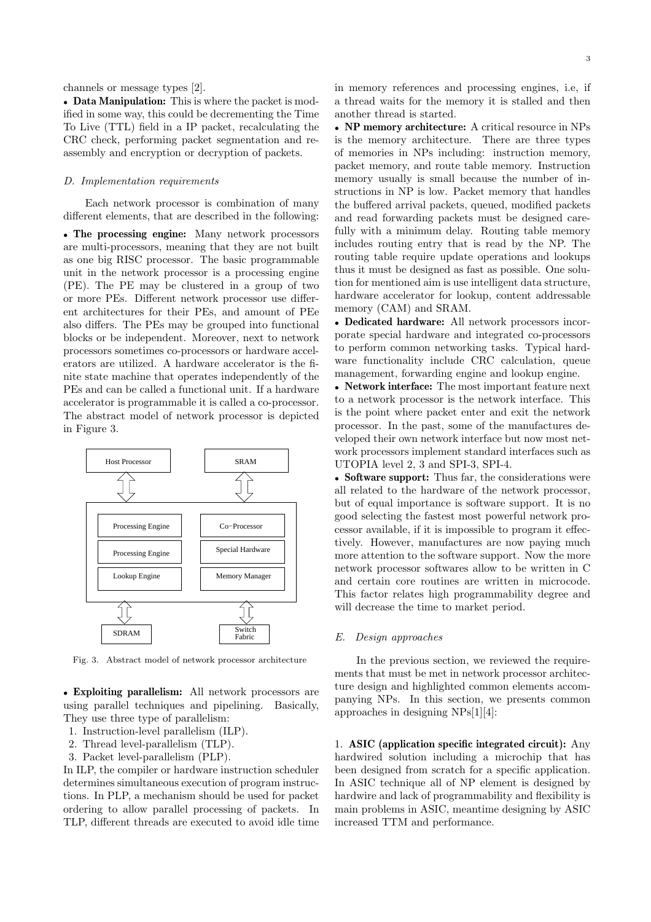channels or message types [2].

- **Data Manipulation:** This is where the packet is modified in some way, this could be decrementing the Time To Live (TTL) field in a IP packet, recalculating the CRC check, performing packet segmentation and reassembly and encryption or decryption of packets.

### D. Implementation requirements

Each network processor is combination of many different elements, that are described in the following:

- **The processing engine:** Many network processors are multi-processors, meaning that they are not built as one big RISC processor. The basic programmable unit in the network processor is a processing engine (PE). The PE may be clustered in a group of two or more PEs. Different network processor use different architectures for their PEs, and amount of PEe also differs. The PEs may be grouped into functional blocks or be independent. Moreover, next to network processors sometimes co-processors or hardware accelerators are utilized. A hardware accelerator is the finite state machine that operates independently of the PEs and can be called a functional unit. If a hardware accelerator is programmable it is called a co-processor. The abstract model of network processor is depicted in Figure 3.

Fig. 3. Abstract model of network processor architecture

- **Exploiting parallelism:** All network processors are using parallel techniques and pipelining. Basically, They use three type of parallelism:
  1. Instruction-level parallelism (ILP).
  2. Thread level-parallelism (TLP).
  3. Packet level-parallelism (PLP).

In ILP, the compiler or hardware instruction scheduler determines simultaneous execution of program instructions. In PLP, a mechanism should be used for packet ordering to allow parallel processing of packets. In TLP, different threads are executed to avoid idle time in memory references and processing engines, i.e, if a thread waits for the memory it is stalled and then another thread is started.

- **NP memory architecture:** A critical resource in NPs is the memory architecture. There are three types of memories in NPs including: instruction memory, packet memory, and route table memory. Instruction memory usually is small because the number of instructions in NP is low. Packet memory that handles the buffered arrival packets, queued, modified packets and read forwarding packets must be designed carefully with a minimum delay. Routing table memory includes routing entry that is read by the NP. The routing table require update operations and lookups thus it must be designed as fast as possible. One solution for mentioned aim is use intelligent data structure, hardware accelerator for lookup, content addressable memory (CAM) and SRAM.
- **Dedicated hardware:** All network processors incorporate special hardware and integrated co-processors to perform common networking tasks. Typical hardware functionality include CRC calculation, queue management, forwarding engine and lookup engine.
- **Network interface:** The most important feature next to a network processor is the network interface. This is the point where packet enter and exit the network processor. In the past, some of the manufactures developed their own network interface but now most network processors implement standard interfaces such as UTOPIA level 2, 3 and SPI-3, SPI-4.
- **Software support:** Thus far, the considerations were all related to the hardware of the network processor, but of equal importance is software support. It is no good selecting the fastest most powerful network processor available, if it is impossible to program it effectively. However, manufactures are now paying much more attention to the software support. Now the more network processor softwares allow to be written in C and certain core routines are written in microcode. This factor relates high programmability degree and will decrease the time to market period.

### E. Design approaches

In the previous section, we reviewed the requirements that must be met in network processor architecture design and highlighted common elements accompanying NPs. In this section, we presents common approaches in designing NPs[1][4]:

1. **ASIC (application specific integrated circuit):** Any hardwired solution including a microchip that has been designed from scratch for a specific application. In ASIC technique all of NP element is designed by hardwire and lack of programmability and flexibility is main problems in ASIC, meantime designing by ASIC increased TTM and performance.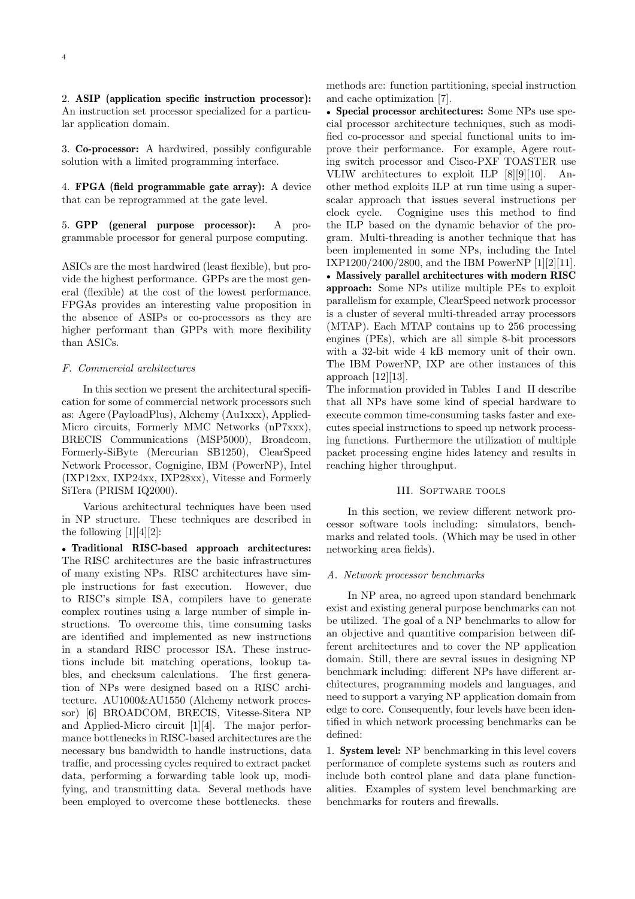2. **ASIP (application specific instruction processor):** An instruction set processor specialized for a particular application domain.

3. **Co-processor:** A hardwired, possibly configurable solution with a limited programming interface.

4. **FPGA (field programmable gate array):** A device that can be reprogrammed at the gate level.

5. **GPP (general purpose processor):** A programmable processor for general purpose computing.

ASICs are the most hardwired (least flexible), but provide the highest performance. GPPs are the most general (flexible) at the cost of the lowest performance. FPGAs provides an interesting value proposition in the absence of ASIPs or co-processors as they are higher performant than GPPs with more flexibility than ASICs.

### *F. Commercial architectures*

In this section we present the architectural specification for some of commercial network processors such as: Agere (PayloadPlus), Alchemy (Au1xxx), Applied-Micro circuits, Formerly MMC Networks (nP7xxx), BRECIS Communications (MSP5000), Broadcom, Formerly-SiByte (Mercurian SB1250), ClearSpeed Network Processor, Cognigine, IBM (PowerNP), Intel (IXP12xx, IXP24xx, IXP28xx), Vitesse and Formerly SiTera (PRISM IQ2000).

Various architectural techniques have been used in NP structure. These techniques are described in the following [1][4][2]:

• **Traditional RISC-based approach architectures:** The RISC architectures are the basic infrastructures of many existing NPs. RISC architectures have simple instructions for fast execution. However, due to RISC's simple ISA, compilers have to generate complex routines using a large number of simple instructions. To overcome this, time consuming tasks are identified and implemented as new instructions in a standard RISC processor ISA. These instructions include bit matching operations, lookup tables, and checksum calculations. The first generation of NPs were designed based on a RISC architecture. AU1000&AU1550 (Alchemy network processor) [6] BROADCOM, BRECIS, Vitesse-Sitera NP and Applied-Micro circuit [1][4]. The major performance bottlenecks in RISC-based architectures are the necessary bus bandwidth to handle instructions, data traffic, and processing cycles required to extract packet data, performing a forwarding table look up, modifying, and transmitting data. Several methods have been employed to overcome these bottlenecks. these methods are: function partitioning, special instruction and cache optimization [7].

• **Special processor architectures:** Some NPs use special processor architecture techniques, such as modified co-processor and special functional units to improve their performance. For example, Agere routing switch processor and Cisco-PXF TOASTER use VLIW architectures to exploit ILP [8][9][10]. Another method exploits ILP at run time using a superscalar approach that issues several instructions per clock cycle. Cognigine uses this method to find the ILP based on the dynamic behavior of the program. Multi-threading is another technique that has been implemented in some NPs, including the Intel IXP1200/2400/2800, and the IBM PowerNP [1][2][11].

• **Massively parallel architectures with modern RISC approach:** Some NPs utilize multiple PEs to exploit parallelism for example, ClearSpeed network processor is a cluster of several multi-threaded array processors (MTAP). Each MTAP contains up to 256 processing engines (PEs), which are all simple 8-bit processors with a 32-bit wide 4 kB memory unit of their own. The IBM PowerNP, IXP are other instances of this approach [12][13].

The information provided in Tables I and II describe that all NPs have some kind of special hardware to execute common time-consuming tasks faster and executes special instructions to speed up network processing functions. Furthermore the utilization of multiple packet processing engine hides latency and results in reaching higher throughput.

## III. Software tools

In this section, we review different network processor software tools including: simulators, benchmarks and related tools. (Which may be used in other networking area fields).

### *A. Network processor benchmarks*

In NP area, no agreed upon standard benchmark exist and existing general purpose benchmarks can not be utilized. The goal of a NP benchmarks to allow for an objective and quantitive comparision between different architectures and to cover the NP application domain. Still, there are sevral issues in designing NP benchmark including: different NPs have different architectures, programming models and languages, and need to support a varying NP application domain from edge to core. Consequently, four levels have been identified in which network processing benchmarks can be defined:

1. **System level:** NP benchmarking in this level covers performance of complete systems such as routers and include both control plane and data plane functionalities. Examples of system level benchmarking are benchmarks for routers and firewalls.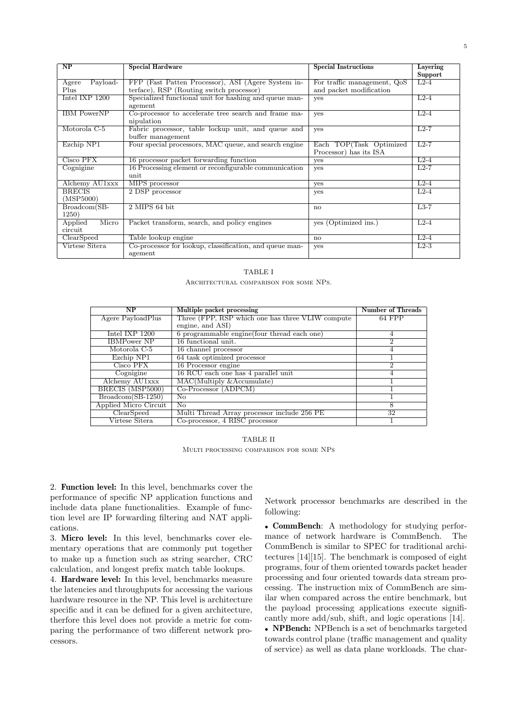| NP | Special Hardware | Special Instructions | Layering Support |
|---|---|---|---|
| Agere Payload-Plus | FFP (Fast Patten Processor), ASI (Agere System interface), RSP (Routing switch processor) | For traffic management, QoS and packet modification | L2-4 |
| Intel IXP 1200 | Specialized functional unit for hashing and queue management | yes | L2-4 |
| IBM PowerNP | Co-processor to accelerate tree search and frame manipulation | yes | L2-4 |
| Motorola C-5 | Fabric processor, table lockup unit, and queue and buffer management | yes | L2-7 |
| Ezchip NP1 | Four special processors, MAC queue, and search engine | Each TOP(Task Optimized Processor) has its ISA | L2-7 |
| Cisco PFX | 16 processor packet forwarding function | yes | L2-4 |
| Cognigine | 16 Processing element or reconfigurable communication unit | yes | L2-7 |
| Alchemy AU1xxx | MIPS processor | yes | L2-4 |
| BRECIS (MSP5000) | 2 DSP processor | yes | L2-4 |
| Broadcom(SB-1250) | 2 MIPS 64 bit | no | L3-7 |
| Applied Micro circuit | Packet transform, search, and policy engines | yes (Optimized ins.) | L2-4 |
| ClearSpeed | Table lookup engine | no | L2-4 |
| Virtese Sitera | Co-processor for lookup, classification, and queue management | yes | L2-3 |

TABLE I

Architectural comparison for some NPs.

| NP | Multiple packet processing | Number of Threads |
|---|---|---|
| Agere PayloadPlus | Three (FPP, RSP which one has three VLIW compute engine, and ASI) | 64 FPP |
| Intel IXP 1200 | 6 programmable engine(four thread each one) | 4 |
| IBMPower NP | 16 functional unit. | 2 |
| Motorola C-5 | 16 channel processor | 4 |
| Ezchip NP1 | 64 task optimized processor | 1 |
| Cisco PFX | 16 Processor engine | 2 |
| Cognigine | 16 RCU each one has 4 parallel unit | 4 |
| Alchemy AU1xxx | MAC(Multiply &Accumulate) | 1 |
| BRECIS (MSP5000) | Co-Processor (ADPCM) | 1 |
| Broadcom(SB-1250) | No | 1 |
| Applied Micro Circuit | No | 8 |
| ClearSpeed | Multi Thread Array processor include 256 PE | 32 |
| Virtese Sitera | Co-processor, 4 RISC processor | 1 |

TABLE II

Multi processing comparison for some NPs

2. **Function level:** In this level, benchmarks cover the performance of specific NP application functions and include data plane functionalities. Example of function level are IP forwarding filtering and NAT applications.

3. **Micro level:** In this level, benchmarks cover elementary operations that are commonly put together to make up a function such as string searcher, CRC calculation, and longest prefix match table lookups.

4. **Hardware level:** In this level, benchmarks measure the latencies and throughputs for accessing the various hardware resource in the NP. This level is architecture specific and it can be defined for a given architecture, therfore this level does not provide a metric for comparing the performance of two different network processors.

Network processor benchmarks are described in the following:

- **CommBench**: A methodology for studying performance of network hardware is CommBench. The CommBench is similar to SPEC for traditional architectures [14][15]. The benchmark is composed of eight programs, four of them oriented towards packet header processing and four oriented towards data stream processing. The instruction mix of CommBench are similar when compared across the entire benchmark, but the payload processing applications execute significantly more add/sub, shift, and logic operations [14].
- **NPBench:** NPBench is a set of benchmarks targeted towards control plane (traffic management and quality of service) as well as data plane workloads. The char-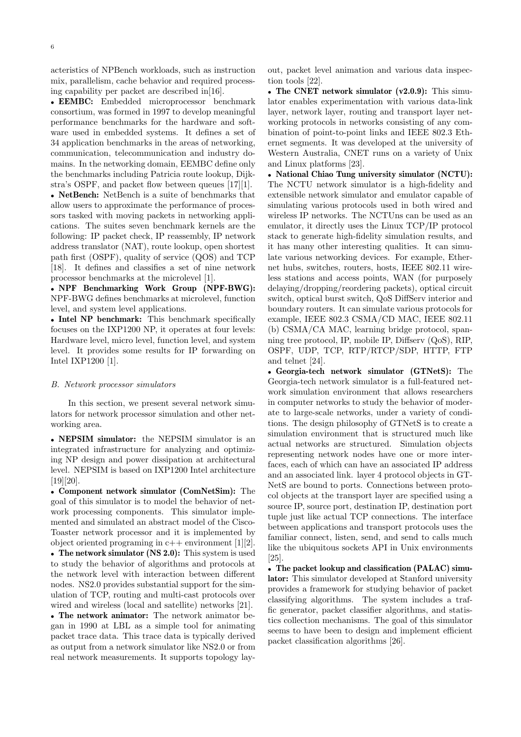acteristics of NPBench workloads, such as instruction mix, parallelism, cache behavior and required processing capability per packet are described in[16].

- **EEMBC:** Embedded microprocessor benchmark consortium, was formed in 1997 to develop meaningful performance benchmarks for the hardware and software used in embedded systems. It defines a set of 34 application benchmarks in the areas of networking, communication, telecommunication and industry domains. In the networking domain, EEMBC define only the benchmarks including Patricia route lookup, Dijkstra's OSPF, and packet flow between queues [17][1].
- **NetBench:** NetBench is a suite of benchmarks that allow users to approximate the performance of processors tasked with moving packets in networking applications. The suites seven benchmark kernels are the following: IP packet check, IP reassembly, IP network address translator (NAT), route lookup, open shortest path first (OSPF), quality of service (QOS) and TCP [18]. It defines and classifies a set of nine network processor benchmarks at the microlevel [1].
- **NPF Benchmarking Work Group (NPF-BWG):** NPF-BWG defines benchmarks at microlevel, function level, and system level applications.
- **Intel NP benchmark:** This benchmark specifically focuses on the IXP1200 NP, it operates at four levels: Hardware level, micro level, function level, and system level. It provides some results for IP forwarding on Intel IXP1200 [1].

### *B. Network processor simulators*

In this section, we present several network simulators for network processor simulation and other networking area.

- **NEPSIM simulator:** the NEPSIM simulator is an integrated infrastructure for analyzing and optimizing NP design and power dissipation at architectural level. NEPSIM is based on IXP1200 Intel architecture [19][20].
- **Component network simulator (ComNetSim):** The goal of this simulator is to model the behavior of network processing components. This simulator implemented and simulated an abstract model of the Cisco-Toaster network processor and it is implemented by object oriented programing in c++ environment [1][2].
- **The network simulator (NS 2.0):** This system is used to study the behavior of algorithms and protocols at the network level with interaction between different nodes. NS2.0 provides substantial support for the simulation of TCP, routing and multi-cast protocols over wired and wireless (local and satellite) networks [21].
- **The network animator:** The network animator began in 1990 at LBL as a simple tool for animating packet trace data. This trace data is typically derived as output from a network simulator like NS2.0 or from real network measurements. It supports topology layout, packet level animation and various data inspection tools [22].
- **The CNET network simulator (v2.0.9):** This simulator enables experimentation with various data-link layer, network layer, routing and transport layer networking protocols in networks consisting of any combination of point-to-point links and IEEE 802.3 Ethernet segments. It was developed at the university of Western Australia, CNET runs on a variety of Unix and Linux platforms [23].
- **National Chiao Tung university simulator (NCTU):** The NCTU network simulator is a high-fidelity and extensible network simulator and emulator capable of simulating various protocols used in both wired and wireless IP networks. The NCTUns can be used as an emulator, it directly uses the Linux TCP/IP protocol stack to generate high-fidelity simulation results, and it has many other interesting qualities. It can simulate various networking devices. For example, Ethernet hubs, switches, routers, hosts, IEEE 802.11 wireless stations and access points, WAN (for purposely delaying/dropping/reordering packets), optical circuit switch, optical burst switch, QoS DiffServ interior and boundary routers. It can simulate various protocols for example, IEEE 802.3 CSMA/CD MAC, IEEE 802.11 (b) CSMA/CA MAC, learning bridge protocol, spanning tree protocol, IP, mobile IP, Diffserv (QoS), RIP, OSPF, UDP, TCP, RTP/RTCP/SDP, HTTP, FTP and telnet [24].
- **Georgia-tech network simulator (GTNetS):** The Georgia-tech network simulator is a full-featured network simulation environment that allows researchers in computer networks to study the behavior of moderate to large-scale networks, under a variety of conditions. The design philosophy of GTNetS is to create a simulation environment that is structured much like actual networks are structured. Simulation objects representing network nodes have one or more interfaces, each of which can have an associated IP address and an associated link. layer 4 protocol objects in GTNetS are bound to ports. Connections between protocol objects at the transport layer are specified using a source IP, source port, destination IP, destination port tuple just like actual TCP connections. The interface between applications and transport protocols uses the familiar connect, listen, send, and send to calls much like the ubiquitous sockets API in Unix environments [25].
- **The packet lookup and classification (PALAC) simulator:** This simulator developed at Stanford university provides a framework for studying behavior of packet classifying algorithms. The system includes a traffic generator, packet classifier algorithms, and statistics collection mechanisms. The goal of this simulator seems to have been to design and implement efficient packet classification algorithms [26].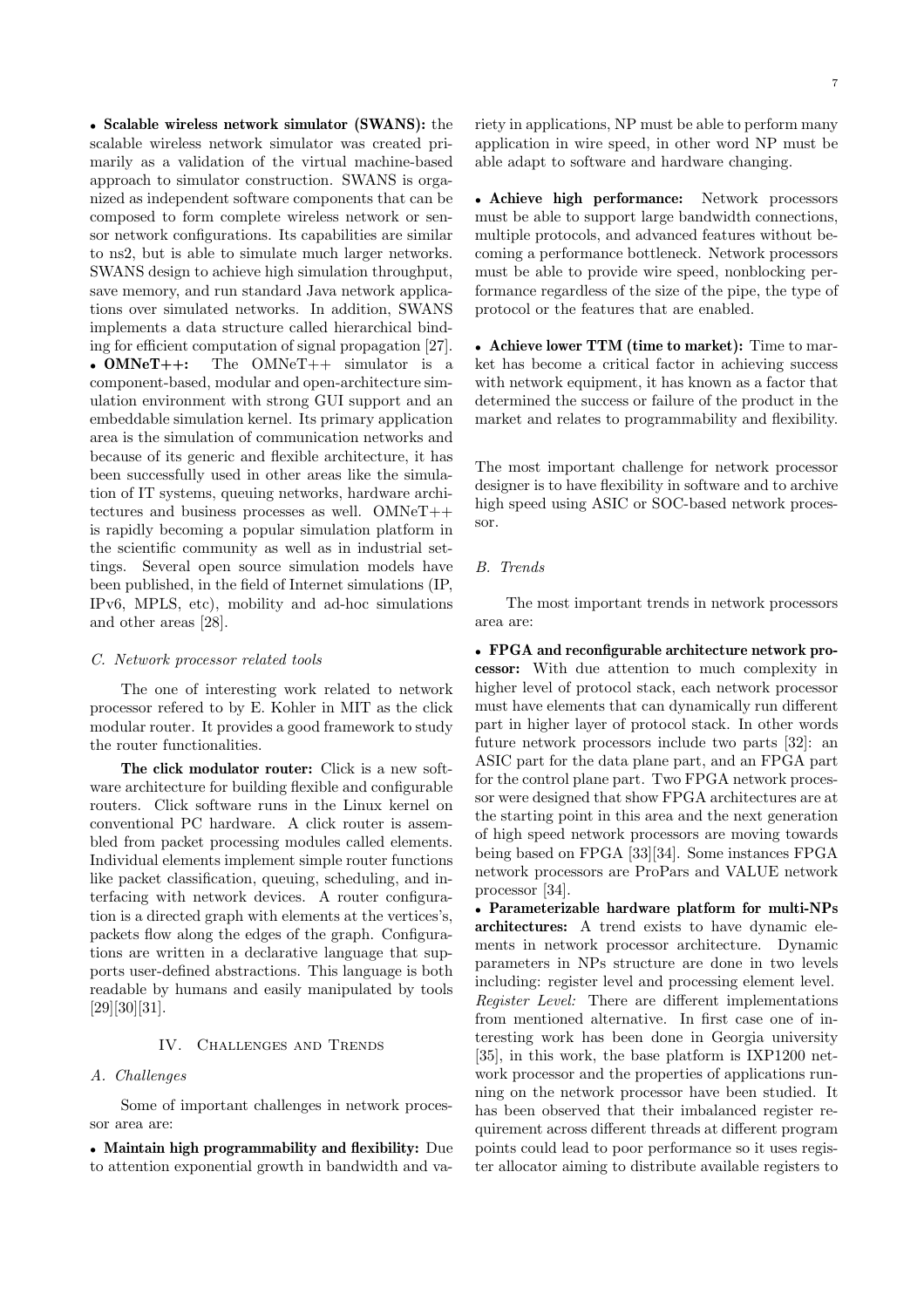- **Scalable wireless network simulator (SWANS):** the scalable wireless network simulator was created primarily as a validation of the virtual machine-based approach to simulator construction. SWANS is organized as independent software components that can be composed to form complete wireless network or sensor network configurations. Its capabilities are similar to ns2, but is able to simulate much larger networks. SWANS design to achieve high simulation throughput, save memory, and run standard Java network applications over simulated networks. In addition, SWANS implements a data structure called hierarchical binding for efficient computation of signal propagation [27].
- **OMNeT++:** The OMNeT++ simulator is a component-based, modular and open-architecture simulation environment with strong GUI support and an embeddable simulation kernel. Its primary application area is the simulation of communication networks and because of its generic and flexible architecture, it has been successfully used in other areas like the simulation of IT systems, queuing networks, hardware architectures and business processes as well. OMNeT++ is rapidly becoming a popular simulation platform in the scientific community as well as in industrial settings. Several open source simulation models have been published, in the field of Internet simulations (IP, IPv6, MPLS, etc), mobility and ad-hoc simulations and other areas [28].

### *C. Network processor related tools*

The one of interesting work related to network processor refered to by E. Kohler in MIT as the click modular router. It provides a good framework to study the router functionalities.

**The click modulator router:** Click is a new software architecture for building flexible and configurable routers. Click software runs in the Linux kernel on conventional PC hardware. A click router is assembled from packet processing modules called elements. Individual elements implement simple router functions like packet classification, queuing, scheduling, and interfacing with network devices. A router configuration is a directed graph with elements at the vertices's, packets flow along the edges of the graph. Configurations are written in a declarative language that supports user-defined abstractions. This language is both readable by humans and easily manipulated by tools [29][30][31].

## IV. Challenges and Trends

### *A. Challenges*

Some of important challenges in network processor area are:

- **Maintain high programmability and flexibility:** Due to attention exponential growth in bandwidth and variety in applications, NP must be able to perform many application in wire speed, in other word NP must be able adapt to software and hardware changing.
- **Achieve high performance:** Network processors must be able to support large bandwidth connections, multiple protocols, and advanced features without becoming a performance bottleneck. Network processors must be able to provide wire speed, nonblocking performance regardless of the size of the pipe, the type of protocol or the features that are enabled.
- **Achieve lower TTM (time to market):** Time to market has become a critical factor in achieving success with network equipment, it has known as a factor that determined the success or failure of the product in the market and relates to programmability and flexibility.

The most important challenge for network processor designer is to have flexibility in software and to archive high speed using ASIC or SOC-based network processor.

### *B. Trends*

The most important trends in network processors area are:

- **FPGA and reconfigurable architecture network processor:** With due attention to much complexity in higher level of protocol stack, each network processor must have elements that can dynamically run different part in higher layer of protocol stack. In other words future network processors include two parts [32]: an ASIC part for the data plane part, and an FPGA part for the control plane part. Two FPGA network processor were designed that show FPGA architectures are at the starting point in this area and the next generation of high speed network processors are moving towards being based on FPGA [33][34]. Some instances FPGA network processors are ProPars and VALUE network processor [34].
- **Parameterizable hardware platform for multi-NPs architectures:** A trend exists to have dynamic elements in network processor architecture. Dynamic parameters in NPs structure are done in two levels including: register level and processing element level.

*Register Level:* There are different implementations from mentioned alternative. In first case one of interesting work has been done in Georgia university [35], in this work, the base platform is IXP1200 network processor and the properties of applications running on the network processor have been studied. It has been observed that their imbalanced register requirement across different threads at different program points could lead to poor performance so it uses register allocator aiming to distribute available registers to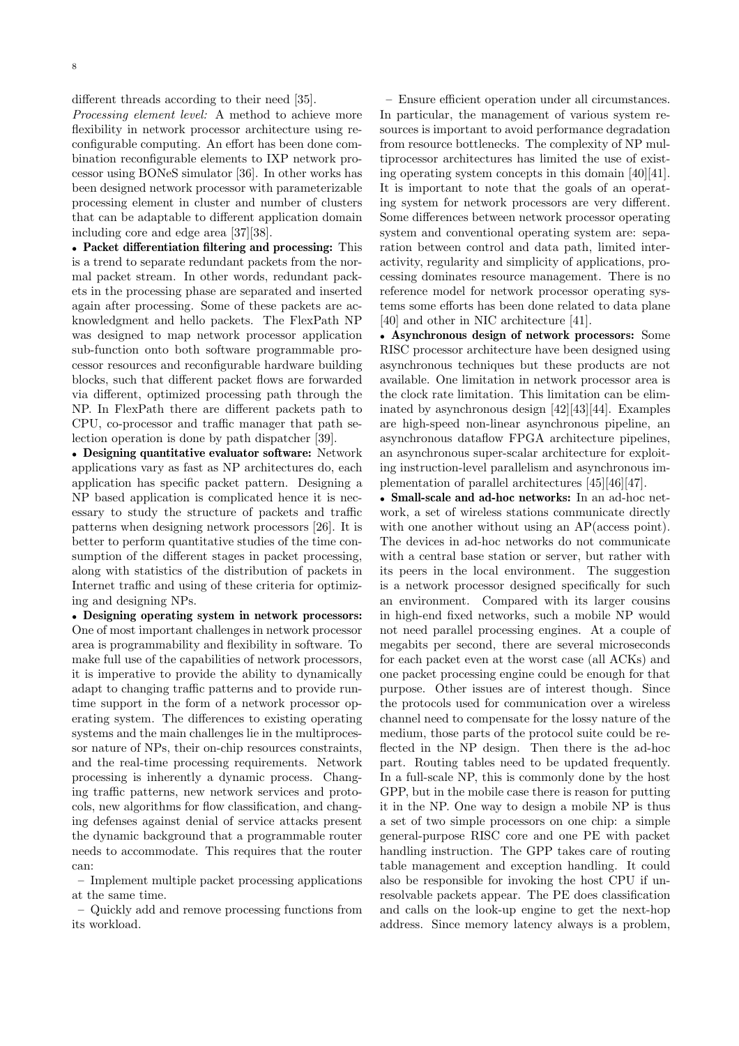different threads according to their need [35].

*Processing element level:* A method to achieve more flexibility in network processor architecture using reconfigurable computing. An effort has been done combination reconfigurable elements to IXP network processor using BONeS simulator [36]. In other works has been designed network processor with parameterizable processing element in cluster and number of clusters that can be adaptable to different application domain including core and edge area [37][38].

- **Packet differentiation filtering and processing:** This is a trend to separate redundant packets from the normal packet stream. In other words, redundant packets in the processing phase are separated and inserted again after processing. Some of these packets are acknowledgment and hello packets. The FlexPath NP was designed to map network processor application sub-function onto both software programmable processor resources and reconfigurable hardware building blocks, such that different packet flows are forwarded via different, optimized processing path through the NP. In FlexPath there are different packets path to CPU, co-processor and traffic manager that path selection operation is done by path dispatcher [39].
- **Designing quantitative evaluator software:** Network applications vary as fast as NP architectures do, each application has specific packet pattern. Designing a NP based application is complicated hence it is necessary to study the structure of packets and traffic patterns when designing network processors [26]. It is better to perform quantitative studies of the time consumption of the different stages in packet processing, along with statistics of the distribution of packets in Internet traffic and using of these criteria for optimizing and designing NPs.
- **Designing operating system in network processors:** One of most important challenges in network processor area is programmability and flexibility in software. To make full use of the capabilities of network processors, it is imperative to provide the ability to dynamically adapt to changing traffic patterns and to provide runtime support in the form of a network processor operating system. The differences to existing operating systems and the main challenges lie in the multiprocessor nature of NPs, their on-chip resources constraints, and the real-time processing requirements. Network processing is inherently a dynamic process. Changing traffic patterns, new network services and protocols, new algorithms for flow classification, and changing defenses against denial of service attacks present the dynamic background that a programmable router needs to accommodate. This requires that the router can:

  – Implement multiple packet processing applications at the same time.

  – Quickly add and remove processing functions from its workload.

  – Ensure efficient operation under all circumstances. In particular, the management of various system resources is important to avoid performance degradation from resource bottlenecks. The complexity of NP multiprocessor architectures has limited the use of existing operating system concepts in this domain [40][41]. It is important to note that the goals of an operating system for network processors are very different. Some differences between network processor operating system and conventional operating system are: separation between control and data path, limited interactivity, regularity and simplicity of applications, processing dominates resource management. There is no reference model for network processor operating systems some efforts has been done related to data plane [40] and other in NIC architecture [41].
- **Asynchronous design of network processors:** Some RISC processor architecture have been designed using asynchronous techniques but these products are not available. One limitation in network processor area is the clock rate limitation. This limitation can be eliminated by asynchronous design [42][43][44]. Examples are high-speed non-linear asynchronous pipeline, an asynchronous dataflow FPGA architecture pipelines, an asynchronous super-scalar architecture for exploiting instruction-level parallelism and asynchronous implementation of parallel architectures [45][46][47].
- **Small-scale and ad-hoc networks:** In an ad-hoc network, a set of wireless stations communicate directly with one another without using an AP(access point). The devices in ad-hoc networks do not communicate with a central base station or server, but rather with its peers in the local environment. The suggestion is a network processor designed specifically for such an environment. Compared with its larger cousins in high-end fixed networks, such a mobile NP would not need parallel processing engines. At a couple of megabits per second, there are several microseconds for each packet even at the worst case (all ACKs) and one packet processing engine could be enough for that purpose. Other issues are of interest though. Since the protocols used for communication over a wireless channel need to compensate for the lossy nature of the medium, those parts of the protocol suite could be reflected in the NP design. Then there is the ad-hoc part. Routing tables need to be updated frequently. In a full-scale NP, this is commonly done by the host GPP, but in the mobile case there is reason for putting it in the NP. One way to design a mobile NP is thus a set of two simple processors on one chip: a simple general-purpose RISC core and one PE with packet handling instruction. The GPP takes care of routing table management and exception handling. It could also be responsible for invoking the host CPU if unresolvable packets appear. The PE does classification and calls on the look-up engine to get the next-hop address. Since memory latency always is a problem,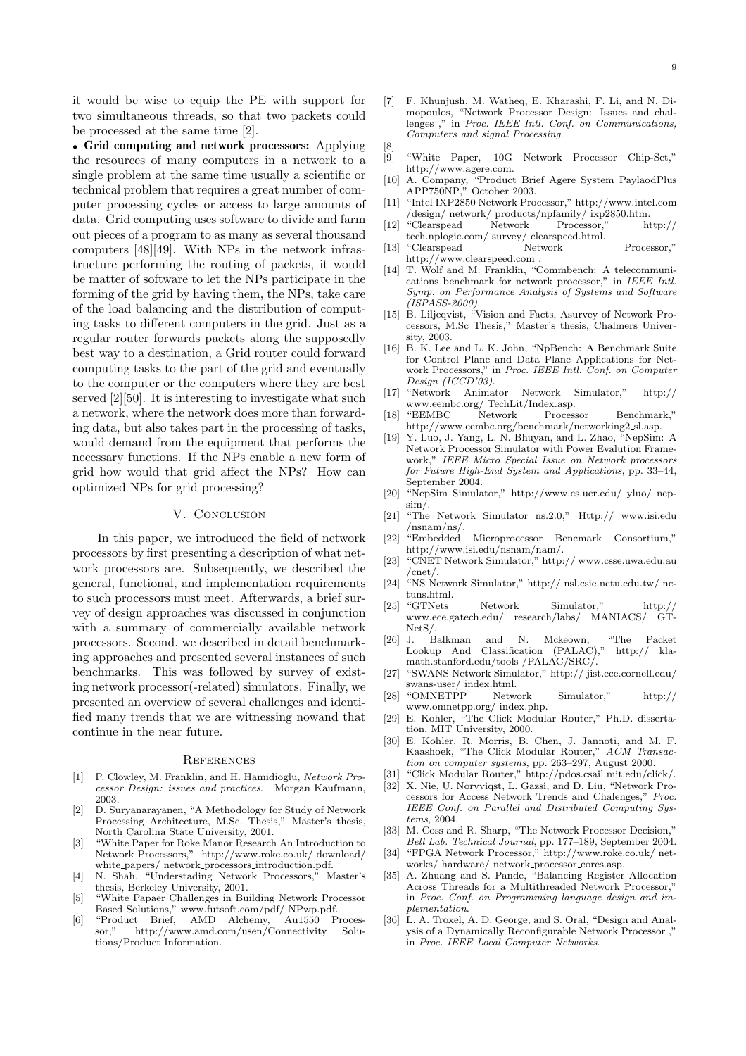it would be wise to equip the PE with support for two simultaneous threads, so that two packets could be processed at the same time [2].

- **Grid computing and network processors:** Applying the resources of many computers in a network to a single problem at the same time usually a scientific or technical problem that requires a great number of computer processing cycles or access to large amounts of data. Grid computing uses software to divide and farm out pieces of a program to as many as several thousand computers [48][49]. With NPs in the network infrastructure performing the routing of packets, it would be matter of software to let the NPs participate in the forming of the grid by having them, the NPs, take care of the load balancing and the distribution of computing tasks to different computers in the grid. Just as a regular router forwards packets along the supposedly best way to a destination, a Grid router could forward computing tasks to the part of the grid and eventually to the computer or the computers where they are best served [2][50]. It is interesting to investigate what such a network, where the network does more than forwarding data, but also takes part in the processing of tasks, would demand from the equipment that performs the necessary functions. If the NPs enable a new form of grid how would that grid affect the NPs? How can optimized NPs for grid processing?

## V. Conclusion

In this paper, we introduced the field of network processors by first presenting a description of what network processors are. Subsequently, we described the general, functional, and implementation requirements to such processors must meet. Afterwards, a brief survey of design approaches was discussed in conjunction with a summary of commercially available network processors. Second, we described in detail benchmarking approaches and presented several instances of such benchmarks. This was followed by survey of existing network processor(-related) simulators. Finally, we presented an overview of several challenges and identified many trends that we are witnessing nowand that continue in the near future.

## References

[1] P. Clowley, M. Franklin, and H. Hamidioglu, *Network Processor Design: issues and practices*. Morgan Kaufmann, 2003.

[2] D. Suryanarayanen, "A Methodology for Study of Network Processing Architecture, M.Sc. Thesis," Master's thesis, North Carolina State University, 2001.

[3] "White Paper for Roke Manor Research An Introduction to Network Processors," http://www.roke.co.uk/ download/ white_papers/ network_processors_introduction.pdf.

[4] N. Shah, "Understading Network Processors," Master's thesis, Berkeley University, 2001.

[5] "White Papaer Challenges in Building Network Processor Based Solutions," www.futsoft.com/pdf/ NPwp.pdf.

[6] "Product Brief, AMD Alchemy, Au1550 Processor," http://www.amd.com/usen/Connectivity Solutions/Product Information.

[7] F. Khunjush, M. Watheq, E. Kharashi, F. Li, and N. Dimopoulos, "Network Processor Design: Issues and challenges ," in *Proc. IEEE Intl. Conf. on Communications, Computers and signal Processing*.

[8]

[9] "White Paper, 10G Network Processor Chip-Set," http://www.agere.com.

[10] A. Company, "Product Brief Agere System PaylaodPlus APP750NP," October 2003.

[11] "Intel IXP2850 Network Processor," http://www.intel.com /design/ network/ products/npfamily/ ixp2850.htm.

[12] "Clearspead Network Processor," http:// tech.nplogic.com/ survey/ clearspeed.html.

[13] "Clearspead Network Processor," http://www.clearspeed.com .

[14] T. Wolf and M. Franklin, "Commbench: A telecommunications benchmark for network processor," in *IEEE Intl. Symp. on Performance Analysis of Systems and Software (ISPASS-2000)*.

[15] B. Liljeqvist, "Vision and Facts, Asurvey of Network Processors, M.Sc Thesis," Master's thesis, Chalmers University, 2003.

[16] B. K. Lee and L. K. John, "NpBench: A Benchmark Suite for Control Plane and Data Plane Applications for Network Processors," in *Proc. IEEE Intl. Conf. on Computer Design (ICCD'03)*.

[17] "Network Animator Network Simulator," http:// www.eembc.org/ TechLit/Index.asp.

[18] "EEMBC Network Processor Benchmark," http://www.eembc.org/benchmark/networking2_sl.asp.

[19] Y. Luo, J. Yang, L. N. Bhuyan, and L. Zhao, "NepSim: A Network Processor Simulator with Power Evalution Framework," *IEEE Micro Special Issue on Network processors for Future High-End System and Applications*, pp. 33–44, September 2004.

[20] "NepSim Simulator," http://www.cs.ucr.edu/ yluo/ nepsim/.

[21] "The Network Simulator ns.2.0," Http:// www.isi.edu /nsnam/ns/.

[22] "Embedded Microprocessor Bencmark Consortium," http://www.isi.edu/nsnam/nam/.

[23] "CNET Network Simulator," http:// www.csse.uwa.edu.au /cnet/.

[24] "NS Network Simulator," http:// nsl.csie.nctu.edu.tw/ nctuns.html.

[25] "GTNets Network Simulator," http:// www.ece.gatech.edu/ research/labs/ MANIACS/ GTNetS/.

[26] J. Balkman and N. Mckeown, "The Packet Lookup And Classification (PALAC)," http:// klamath.stanford.edu/tools /PALAC/SRC/.

[27] "SWANS Network Simulator," http:// jist.ece.cornell.edu/ swans-user/ index.html.

[28] "OMNETPP Network Simulator," http:// www.omnetpp.org/ index.php.

[29] E. Kohler, "The Click Modular Router," Ph.D. dissertation, MIT University, 2000.

[30] E. Kohler, R. Morris, B. Chen, J. Jannoti, and M. F. Kaashoek, "The Click Modular Router," *ACM Transaction on computer systems*, pp. 263–297, August 2000.

[31] "Click Modular Router," http://pdos.csail.mit.edu/click/.

[32] X. Nie, U. Norvviqst, L. Gazsi, and D. Liu, "Network Processors for Access Network Trends and Chalenges," *Proc. IEEE Conf. on Parallel and Distributed Computing Systems*, 2004.

[33] M. Coss and R. Sharp, "The Network Processor Decision," *Bell Lab. Technical Journal*, pp. 177–189, September 2004.

[34] "FPGA Network Processor," http://www.roke.co.uk/ networks/ hardware/ network_processor_cores.asp.

[35] A. Zhuang and S. Pande, "Balancing Register Allocation Across Threads for a Multithreaded Network Processor," in *Proc. Conf. on Programming language design and implementation*.

[36] L. A. Troxel, A. D. George, and S. Oral, "Design and Analysis of a Dynamically Reconfigurable Network Processor ," in *Proc. IEEE Local Computer Networks*.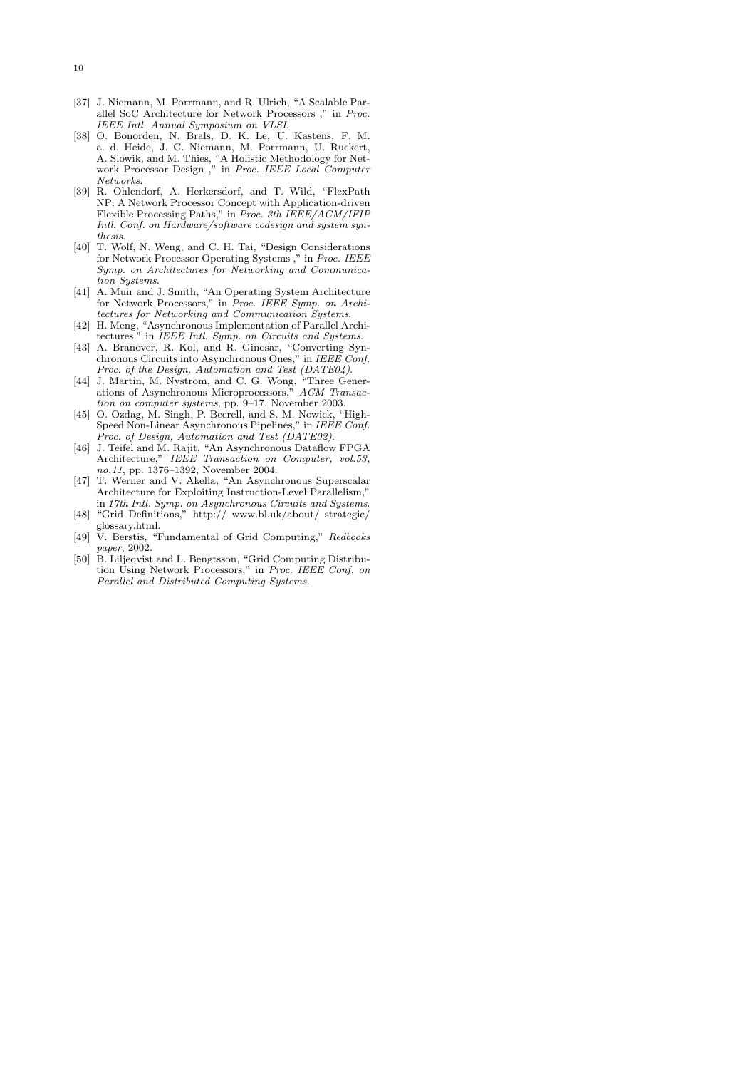[37] J. Niemann, M. Porrmann, and R. Ulrich, "A Scalable Parallel SoC Architecture for Network Processors ," in *Proc. IEEE Intl. Annual Symposium on VLSI*.

[38] O. Bonorden, N. Brals, D. K. Le, U. Kastens, F. M. a. d. Heide, J. C. Niemann, M. Porrmann, U. Ruckert, A. Slowik, and M. Thies, "A Holistic Methodology for Network Processor Design ," in *Proc. IEEE Local Computer Networks*.

[39] R. Ohlendorf, A. Herkersdorf, and T. Wild, "FlexPath NP: A Network Processor Concept with Application-driven Flexible Processing Paths," in *Proc. 3th IEEE/ACM/IFIP Intl. Conf. on Hardware/software codesign and system synthesis*.

[40] T. Wolf, N. Weng, and C. H. Tai, "Design Considerations for Network Processor Operating Systems ," in *Proc. IEEE Symp. on Architectures for Networking and Communication Systems*.

[41] A. Muir and J. Smith, "An Operating System Architecture for Network Processors," in *Proc. IEEE Symp. on Architectures for Networking and Communication Systems*.

[42] H. Meng, "Asynchronous Implementation of Parallel Architectures," in *IEEE Intl. Symp. on Circuits and Systems*.

[43] A. Branover, R. Kol, and R. Ginosar, "Converting Synchronous Circuits into Asynchronous Ones," in *IEEE Conf. Proc. of the Design, Automation and Test (DATE04)*.

[44] J. Martin, M. Nystrom, and C. G. Wong, "Three Generations of Asynchronous Microprocessors," *ACM Transaction on computer systems*, pp. 9–17, November 2003.

[45] O. Ozdag, M. Singh, P. Beerell, and S. M. Nowick, "High-Speed Non-Linear Asynchronous Pipelines," in *IEEE Conf. Proc. of Design, Automation and Test (DATE02)*.

[46] J. Teifel and M. Rajit, "An Asynchronous Dataflow FPGA Architecture," *IEEE Transaction on Computer, vol.53, no.11*, pp. 1376–1392, November 2004.

[47] T. Werner and V. Akella, "An Asynchronous Superscalar Architecture for Exploiting Instruction-Level Parallelism," in *17th Intl. Symp. on Asynchronous Circuits and Systems*.

[48] "Grid Definitions," http:// www.bl.uk/about/ strategic/ glossary.html.

[49] V. Berstis, "Fundamental of Grid Computing," *Redbooks paper*, 2002.

[50] B. Liljeqvist and L. Bengtsson, "Grid Computing Distribution Using Network Processors," in *Proc. IEEE Conf. on Parallel and Distributed Computing Systems*.